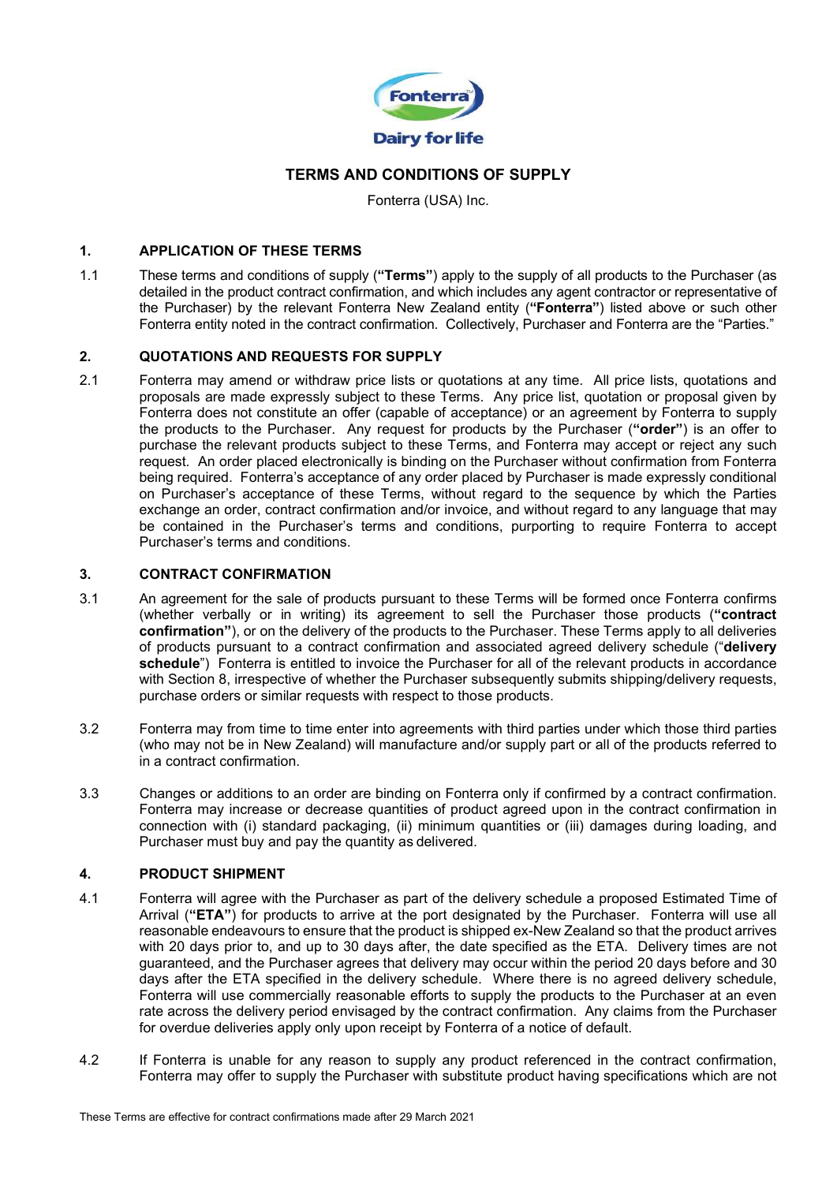# TERMS AND CONDITIONS OF SUPPLY

Fonterra (USA) Inc.

## 1. APPLICATION OF THESE TERMS

1.1 These terms and conditions of supply (**"Terms"**) apply to the supply of all products to the Purchaser (as detailed in the product contract confirmation, and which includes any agent contractor or representative of the Purchaser) by the relevant Fonterra New Zealand entity (**"Fonterra"**) listed above or such other Fonterra entity noted in the contract confirmation. Collectively, Purchaser and Fonterra are the "Parties."

## 2. QUOTATIONS AND REQUESTS FOR SUPPLY

2.1 Fonterra may amend or withdraw price lists or quotations at any time. All price lists, quotations and proposals are made expressly subject to these Terms. Any price list, quotation or proposal given by Fonterra does not constitute an offer (capable of acceptance) or an agreement by Fonterra to supply the products to the Purchaser. Any request for products by the Purchaser (**"order"**) is an offer to purchase the relevant products subject to these Terms, and Fonterra may accept or reject any such request. An order placed electronically is binding on the Purchaser without confirmation from Fonterra being required. Fonterra's acceptance of any order placed by Purchaser is made expressly conditional on Purchaser's acceptance of these Terms, without regard to the sequence by which the Parties exchange an order, contract confirmation and/or invoice, and without regard to any language that may be contained in the Purchaser's terms and conditions, purporting to require Fonterra to accept Purchaser's terms and conditions.

## 3. CONTRACT CONFIRMATION

3.1 An agreement for the sale of products pursuant to these Terms will be formed once Fonterra confirms (whether verbally or in writing) its agreement to sell the Purchaser those products (**"contract confirmation"**), or on the delivery of the products to the Purchaser. These Terms apply to all deliveries of products pursuant to a contract confirmation and associated agreed delivery schedule ("**delivery schedule**") Fonterra is entitled to invoice the Purchaser for all of the relevant products in accordance with Section 8, irrespective of whether the Purchaser subsequently submits shipping/delivery requests, purchase orders or similar requests with respect to those products.

3.2 Fonterra may from time to time enter into agreements with third parties under which those third parties (who may not be in New Zealand) will manufacture and/or supply part or all of the products referred to in a contract confirmation.

3.3 Changes or additions to an order are binding on Fonterra only if confirmed by a contract confirmation. Fonterra may increase or decrease quantities of product agreed upon in the contract confirmation in connection with (i) standard packaging, (ii) minimum quantities or (iii) damages during loading, and Purchaser must buy and pay the quantity as delivered.

## 4. PRODUCT SHIPMENT

4.1 Fonterra will agree with the Purchaser as part of the delivery schedule a proposed Estimated Time of Arrival (**"ETA"**) for products to arrive at the port designated by the Purchaser. Fonterra will use all reasonable endeavours to ensure that the product is shipped ex-New Zealand so that the product arrives with 20 days prior to, and up to 30 days after, the date specified as the ETA. Delivery times are not guaranteed, and the Purchaser agrees that delivery may occur within the period 20 days before and 30 days after the ETA specified in the delivery schedule. Where there is no agreed delivery schedule, Fonterra will use commercially reasonable efforts to supply the products to the Purchaser at an even rate across the delivery period envisaged by the contract confirmation. Any claims from the Purchaser for overdue deliveries apply only upon receipt by Fonterra of a notice of default.

4.2 If Fonterra is unable for any reason to supply any product referenced in the contract confirmation, Fonterra may offer to supply the Purchaser with substitute product having specifications which are not

These Terms are effective for contract confirmations made after 29 March 2021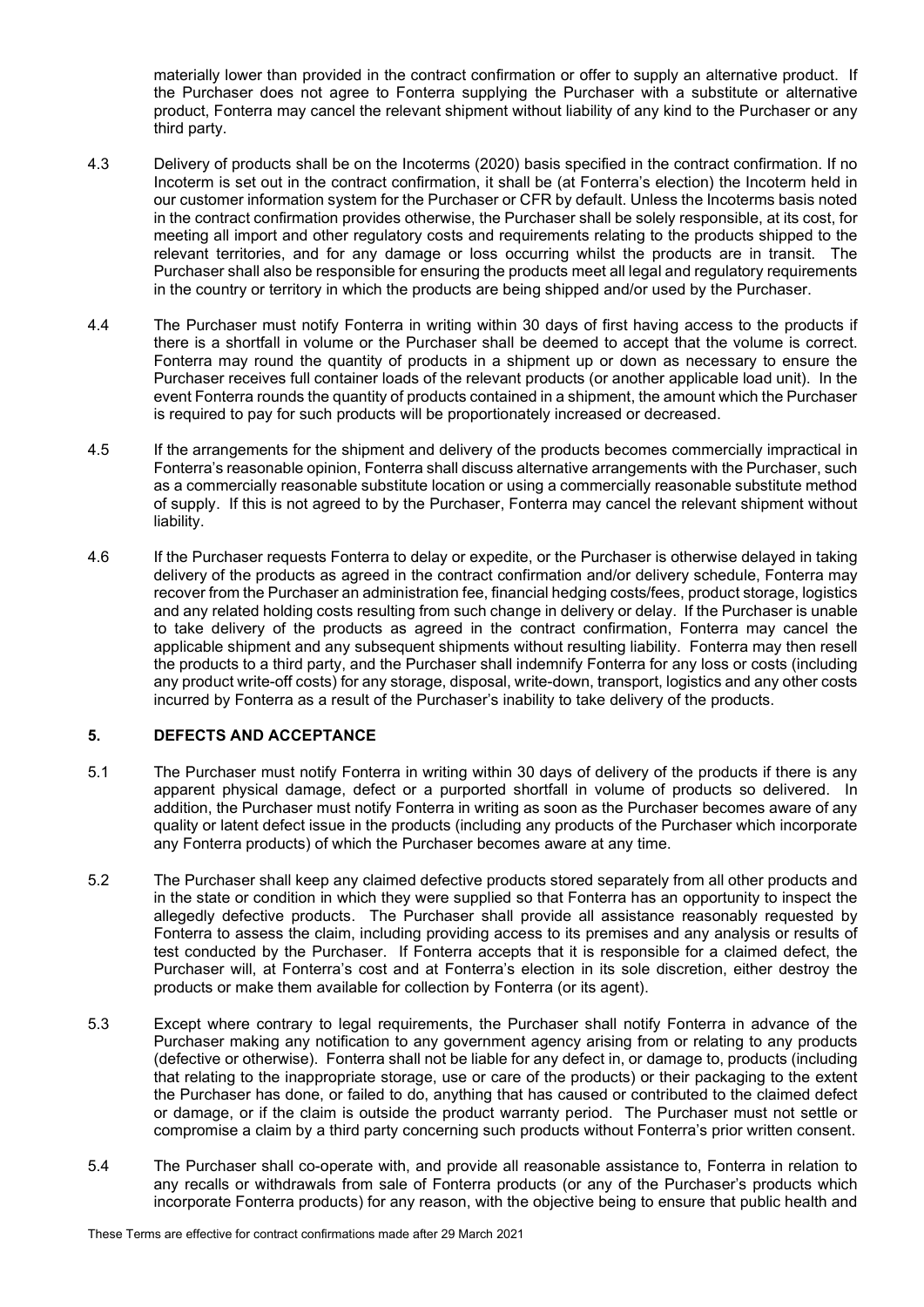materially lower than provided in the contract confirmation or offer to supply an alternative product. If the Purchaser does not agree to Fonterra supplying the Purchaser with a substitute or alternative product, Fonterra may cancel the relevant shipment without liability of any kind to the Purchaser or any third party.

4.3 Delivery of products shall be on the Incoterms (2020) basis specified in the contract confirmation. If no Incoterm is set out in the contract confirmation, it shall be (at Fonterra's election) the Incoterm held in our customer information system for the Purchaser or CFR by default. Unless the Incoterms basis noted in the contract confirmation provides otherwise, the Purchaser shall be solely responsible, at its cost, for meeting all import and other regulatory costs and requirements relating to the products shipped to the relevant territories, and for any damage or loss occurring whilst the products are in transit. The Purchaser shall also be responsible for ensuring the products meet all legal and regulatory requirements in the country or territory in which the products are being shipped and/or used by the Purchaser.

4.4 The Purchaser must notify Fonterra in writing within 30 days of first having access to the products if there is a shortfall in volume or the Purchaser shall be deemed to accept that the volume is correct. Fonterra may round the quantity of products in a shipment up or down as necessary to ensure the Purchaser receives full container loads of the relevant products (or another applicable load unit). In the event Fonterra rounds the quantity of products contained in a shipment, the amount which the Purchaser is required to pay for such products will be proportionately increased or decreased.

4.5 If the arrangements for the shipment and delivery of the products becomes commercially impractical in Fonterra's reasonable opinion, Fonterra shall discuss alternative arrangements with the Purchaser, such as a commercially reasonable substitute location or using a commercially reasonable substitute method of supply. If this is not agreed to by the Purchaser, Fonterra may cancel the relevant shipment without liability.

4.6 If the Purchaser requests Fonterra to delay or expedite, or the Purchaser is otherwise delayed in taking delivery of the products as agreed in the contract confirmation and/or delivery schedule, Fonterra may recover from the Purchaser an administration fee, financial hedging costs/fees, product storage, logistics and any related holding costs resulting from such change in delivery or delay. If the Purchaser is unable to take delivery of the products as agreed in the contract confirmation, Fonterra may cancel the applicable shipment and any subsequent shipments without resulting liability. Fonterra may then resell the products to a third party, and the Purchaser shall indemnify Fonterra for any loss or costs (including any product write-off costs) for any storage, disposal, write-down, transport, logistics and any other costs incurred by Fonterra as a result of the Purchaser's inability to take delivery of the products.

## 5. DEFECTS AND ACCEPTANCE

5.1 The Purchaser must notify Fonterra in writing within 30 days of delivery of the products if there is any apparent physical damage, defect or a purported shortfall in volume of products so delivered. In addition, the Purchaser must notify Fonterra in writing as soon as the Purchaser becomes aware of any quality or latent defect issue in the products (including any products of the Purchaser which incorporate any Fonterra products) of which the Purchaser becomes aware at any time.

5.2 The Purchaser shall keep any claimed defective products stored separately from all other products and in the state or condition in which they were supplied so that Fonterra has an opportunity to inspect the allegedly defective products. The Purchaser shall provide all assistance reasonably requested by Fonterra to assess the claim, including providing access to its premises and any analysis or results of test conducted by the Purchaser. If Fonterra accepts that it is responsible for a claimed defect, the Purchaser will, at Fonterra's cost and at Fonterra's election in its sole discretion, either destroy the products or make them available for collection by Fonterra (or its agent).

5.3 Except where contrary to legal requirements, the Purchaser shall notify Fonterra in advance of the Purchaser making any notification to any government agency arising from or relating to any products (defective or otherwise). Fonterra shall not be liable for any defect in, or damage to, products (including that relating to the inappropriate storage, use or care of the products) or their packaging to the extent the Purchaser has done, or failed to do, anything that has caused or contributed to the claimed defect or damage, or if the claim is outside the product warranty period. The Purchaser must not settle or compromise a claim by a third party concerning such products without Fonterra's prior written consent.

5.4 The Purchaser shall co-operate with, and provide all reasonable assistance to, Fonterra in relation to any recalls or withdrawals from sale of Fonterra products (or any of the Purchaser's products which incorporate Fonterra products) for any reason, with the objective being to ensure that public health and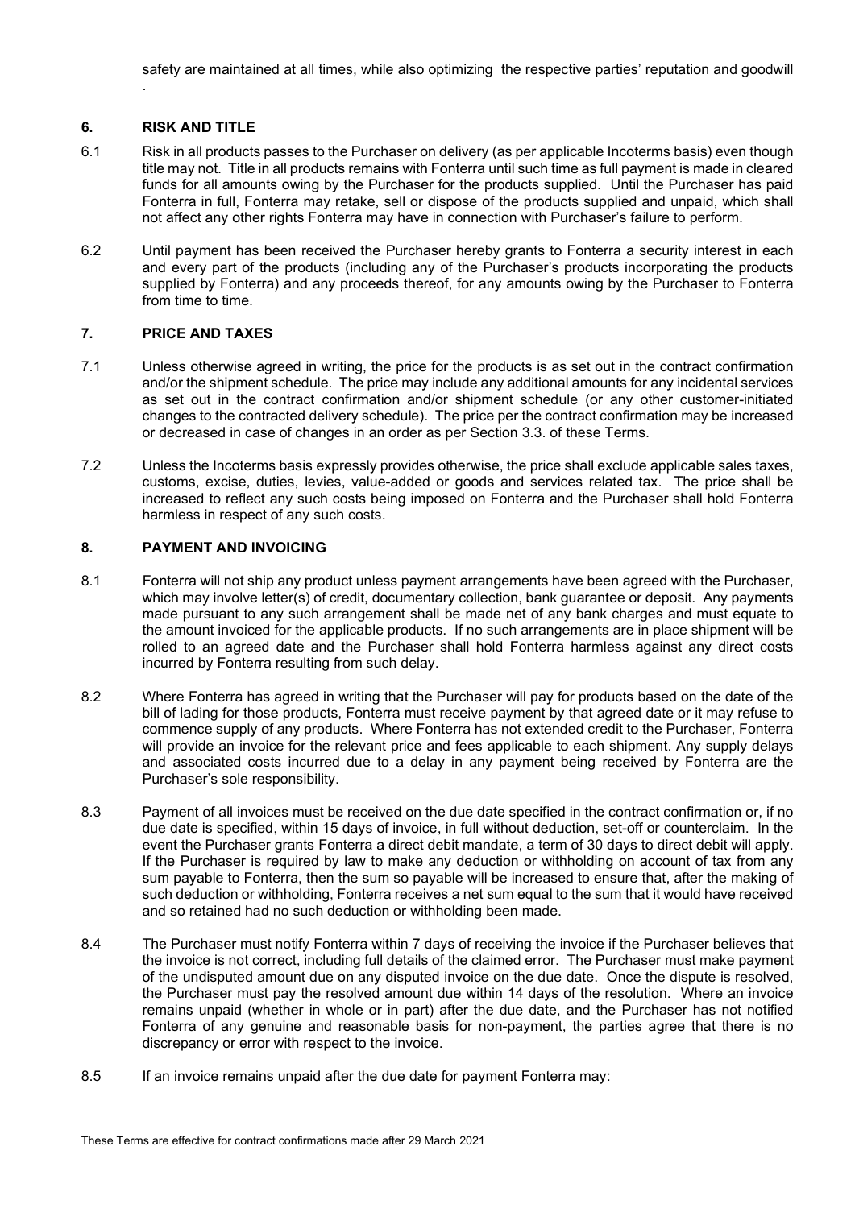safety are maintained at all times, while also optimizing the respective parties' reputation and goodwill .

## 6. RISK AND TITLE

6.1 Risk in all products passes to the Purchaser on delivery (as per applicable Incoterms basis) even though title may not. Title in all products remains with Fonterra until such time as full payment is made in cleared funds for all amounts owing by the Purchaser for the products supplied. Until the Purchaser has paid Fonterra in full, Fonterra may retake, sell or dispose of the products supplied and unpaid, which shall not affect any other rights Fonterra may have in connection with Purchaser's failure to perform.

6.2 Until payment has been received the Purchaser hereby grants to Fonterra a security interest in each and every part of the products (including any of the Purchaser's products incorporating the products supplied by Fonterra) and any proceeds thereof, for any amounts owing by the Purchaser to Fonterra from time to time.

## 7. PRICE AND TAXES

7.1 Unless otherwise agreed in writing, the price for the products is as set out in the contract confirmation and/or the shipment schedule. The price may include any additional amounts for any incidental services as set out in the contract confirmation and/or shipment schedule (or any other customer-initiated changes to the contracted delivery schedule). The price per the contract confirmation may be increased or decreased in case of changes in an order as per Section 3.3. of these Terms.

7.2 Unless the Incoterms basis expressly provides otherwise, the price shall exclude applicable sales taxes, customs, excise, duties, levies, value-added or goods and services related tax. The price shall be increased to reflect any such costs being imposed on Fonterra and the Purchaser shall hold Fonterra harmless in respect of any such costs.

## 8. PAYMENT AND INVOICING

8.1 Fonterra will not ship any product unless payment arrangements have been agreed with the Purchaser, which may involve letter(s) of credit, documentary collection, bank guarantee or deposit. Any payments made pursuant to any such arrangement shall be made net of any bank charges and must equate to the amount invoiced for the applicable products. If no such arrangements are in place shipment will be rolled to an agreed date and the Purchaser shall hold Fonterra harmless against any direct costs incurred by Fonterra resulting from such delay.

8.2 Where Fonterra has agreed in writing that the Purchaser will pay for products based on the date of the bill of lading for those products, Fonterra must receive payment by that agreed date or it may refuse to commence supply of any products. Where Fonterra has not extended credit to the Purchaser, Fonterra will provide an invoice for the relevant price and fees applicable to each shipment. Any supply delays and associated costs incurred due to a delay in any payment being received by Fonterra are the Purchaser's sole responsibility.

8.3 Payment of all invoices must be received on the due date specified in the contract confirmation or, if no due date is specified, within 15 days of invoice, in full without deduction, set-off or counterclaim. In the event the Purchaser grants Fonterra a direct debit mandate, a term of 30 days to direct debit will apply. If the Purchaser is required by law to make any deduction or withholding on account of tax from any sum payable to Fonterra, then the sum so payable will be increased to ensure that, after the making of such deduction or withholding, Fonterra receives a net sum equal to the sum that it would have received and so retained had no such deduction or withholding been made.

8.4 The Purchaser must notify Fonterra within 7 days of receiving the invoice if the Purchaser believes that the invoice is not correct, including full details of the claimed error. The Purchaser must make payment of the undisputed amount due on any disputed invoice on the due date. Once the dispute is resolved, the Purchaser must pay the resolved amount due within 14 days of the resolution. Where an invoice remains unpaid (whether in whole or in part) after the due date, and the Purchaser has not notified Fonterra of any genuine and reasonable basis for non-payment, the parties agree that there is no discrepancy or error with respect to the invoice.

8.5 If an invoice remains unpaid after the due date for payment Fonterra may: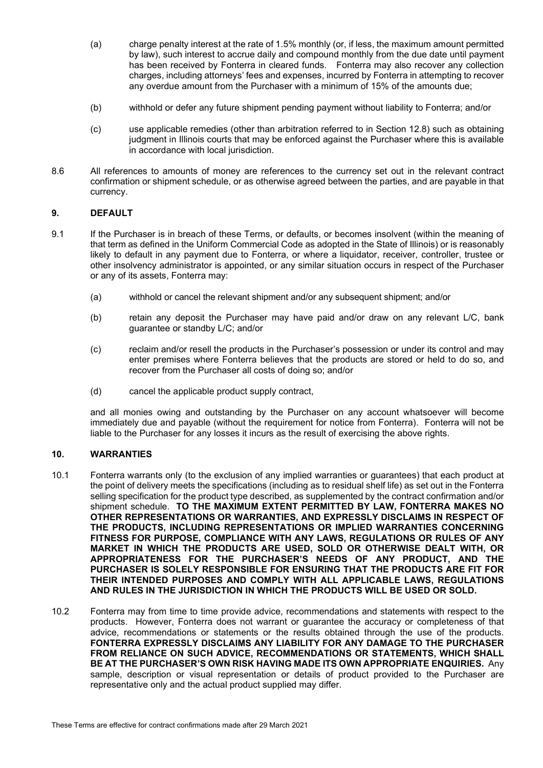(a) charge penalty interest at the rate of 1.5% monthly (or, if less, the maximum amount permitted by law), such interest to accrue daily and compound monthly from the due date until payment has been received by Fonterra in cleared funds. Fonterra may also recover any collection charges, including attorneys' fees and expenses, incurred by Fonterra in attempting to recover any overdue amount from the Purchaser with a minimum of 15% of the amounts due;

(b) withhold or defer any future shipment pending payment without liability to Fonterra; and/or

(c) use applicable remedies (other than arbitration referred to in Section 12.8) such as obtaining judgment in Illinois courts that may be enforced against the Purchaser where this is available in accordance with local jurisdiction.

8.6 All references to amounts of money are references to the currency set out in the relevant contract confirmation or shipment schedule, or as otherwise agreed between the parties, and are payable in that currency.

## 9. DEFAULT

9.1 If the Purchaser is in breach of these Terms, or defaults, or becomes insolvent (within the meaning of that term as defined in the Uniform Commercial Code as adopted in the State of Illinois) or is reasonably likely to default in any payment due to Fonterra, or where a liquidator, receiver, controller, trustee or other insolvency administrator is appointed, or any similar situation occurs in respect of the Purchaser or any of its assets, Fonterra may:

(a) withhold or cancel the relevant shipment and/or any subsequent shipment; and/or

(b) retain any deposit the Purchaser may have paid and/or draw on any relevant L/C, bank guarantee or standby L/C; and/or

(c) reclaim and/or resell the products in the Purchaser's possession or under its control and may enter premises where Fonterra believes that the products are stored or held to do so, and recover from the Purchaser all costs of doing so; and/or

(d) cancel the applicable product supply contract,

and all monies owing and outstanding by the Purchaser on any account whatsoever will become immediately due and payable (without the requirement for notice from Fonterra). Fonterra will not be liable to the Purchaser for any losses it incurs as the result of exercising the above rights.

## 10. WARRANTIES

10.1 Fonterra warrants only (to the exclusion of any implied warranties or guarantees) that each product at the point of delivery meets the specifications (including as to residual shelf life) as set out in the Fonterra selling specification for the product type described, as supplemented by the contract confirmation and/or shipment schedule. **TO THE MAXIMUM EXTENT PERMITTED BY LAW, FONTERRA MAKES NO OTHER REPRESENTATIONS OR WARRANTIES, AND EXPRESSLY DISCLAIMS IN RESPECT OF THE PRODUCTS, INCLUDING REPRESENTATIONS OR IMPLIED WARRANTIES CONCERNING FITNESS FOR PURPOSE, COMPLIANCE WITH ANY LAWS, REGULATIONS OR RULES OF ANY MARKET IN WHICH THE PRODUCTS ARE USED, SOLD OR OTHERWISE DEALT WITH, OR APPROPRIATENESS FOR THE PURCHASER'S NEEDS OF ANY PRODUCT, AND THE PURCHASER IS SOLELY RESPONSIBLE FOR ENSURING THAT THE PRODUCTS ARE FIT FOR THEIR INTENDED PURPOSES AND COMPLY WITH ALL APPLICABLE LAWS, REGULATIONS AND RULES IN THE JURISDICTION IN WHICH THE PRODUCTS WILL BE USED OR SOLD.**

10.2 Fonterra may from time to time provide advice, recommendations and statements with respect to the products. However, Fonterra does not warrant or guarantee the accuracy or completeness of that advice, recommendations or statements or the results obtained through the use of the products. **FONTERRA EXPRESSLY DISCLAIMS ANY LIABILITY FOR ANY DAMAGE TO THE PURCHASER FROM RELIANCE ON SUCH ADVICE, RECOMMENDATIONS OR STATEMENTS, WHICH SHALL BE AT THE PURCHASER'S OWN RISK HAVING MADE ITS OWN APPROPRIATE ENQUIRIES.** Any sample, description or visual representation or details of product provided to the Purchaser are representative only and the actual product supplied may differ.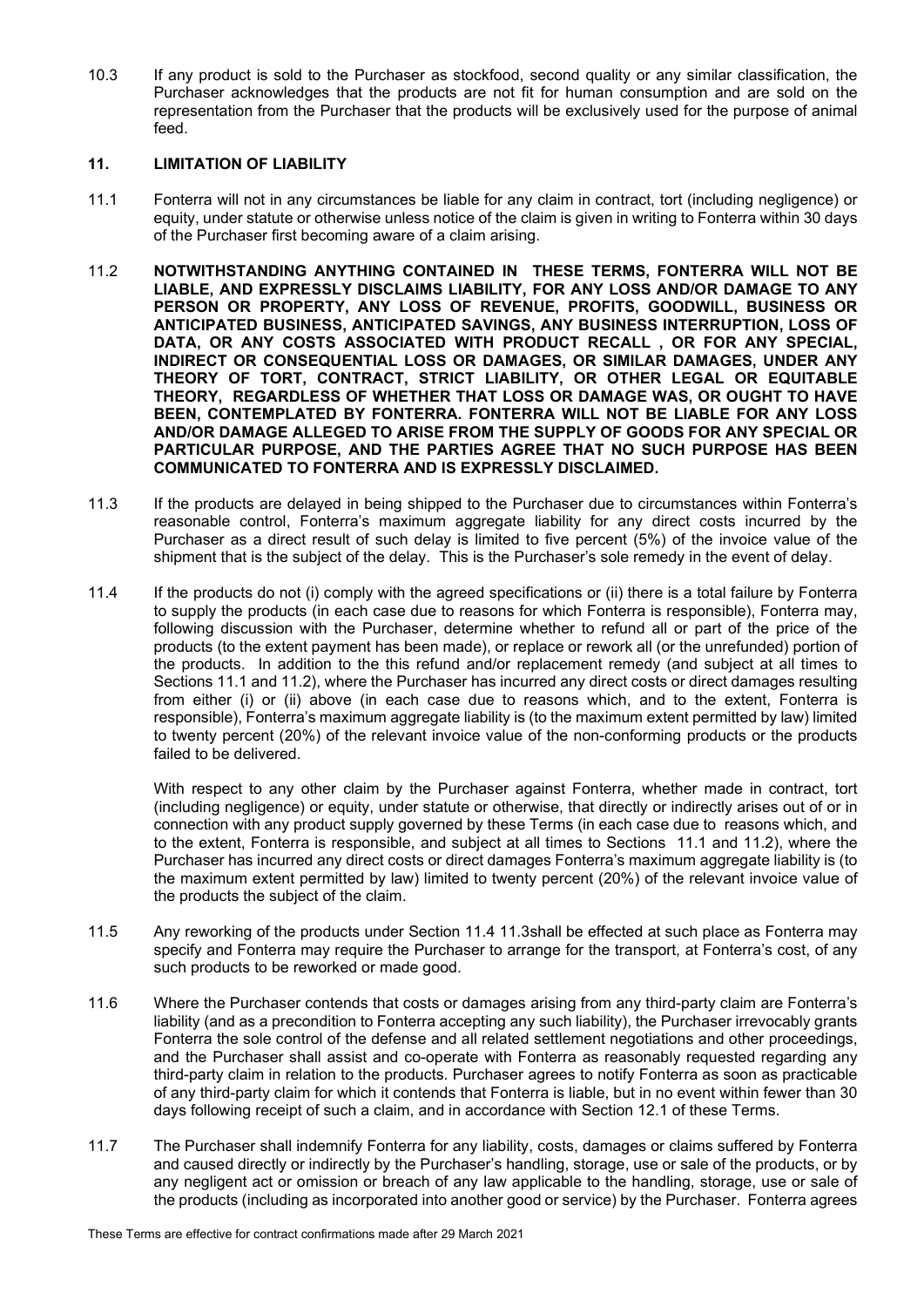10.3 If any product is sold to the Purchaser as stockfood, second quality or any similar classification, the Purchaser acknowledges that the products are not fit for human consumption and are sold on the representation from the Purchaser that the products will be exclusively used for the purpose of animal feed.

## 11. LIMITATION OF LIABILITY

11.1 Fonterra will not in any circumstances be liable for any claim in contract, tort (including negligence) or equity, under statute or otherwise unless notice of the claim is given in writing to Fonterra within 30 days of the Purchaser first becoming aware of a claim arising.

11.2 **NOTWITHSTANDING ANYTHING CONTAINED IN THESE TERMS, FONTERRA WILL NOT BE LIABLE, AND EXPRESSLY DISCLAIMS LIABILITY, FOR ANY LOSS AND/OR DAMAGE TO ANY PERSON OR PROPERTY, ANY LOSS OF REVENUE, PROFITS, GOODWILL, BUSINESS OR ANTICIPATED BUSINESS, ANTICIPATED SAVINGS, ANY BUSINESS INTERRUPTION, LOSS OF DATA, OR ANY COSTS ASSOCIATED WITH PRODUCT RECALL , OR FOR ANY SPECIAL, INDIRECT OR CONSEQUENTIAL LOSS OR DAMAGES, OR SIMILAR DAMAGES, UNDER ANY THEORY OF TORT, CONTRACT, STRICT LIABILITY, OR OTHER LEGAL OR EQUITABLE THEORY, REGARDLESS OF WHETHER THAT LOSS OR DAMAGE WAS, OR OUGHT TO HAVE BEEN, CONTEMPLATED BY FONTERRA. FONTERRA WILL NOT BE LIABLE FOR ANY LOSS AND/OR DAMAGE ALLEGED TO ARISE FROM THE SUPPLY OF GOODS FOR ANY SPECIAL OR PARTICULAR PURPOSE, AND THE PARTIES AGREE THAT NO SUCH PURPOSE HAS BEEN COMMUNICATED TO FONTERRA AND IS EXPRESSLY DISCLAIMED.**

11.3 If the products are delayed in being shipped to the Purchaser due to circumstances within Fonterra's reasonable control, Fonterra's maximum aggregate liability for any direct costs incurred by the Purchaser as a direct result of such delay is limited to five percent (5%) of the invoice value of the shipment that is the subject of the delay. This is the Purchaser's sole remedy in the event of delay.

11.4 If the products do not (i) comply with the agreed specifications or (ii) there is a total failure by Fonterra to supply the products (in each case due to reasons for which Fonterra is responsible), Fonterra may, following discussion with the Purchaser, determine whether to refund all or part of the price of the products (to the extent payment has been made), or replace or rework all (or the unrefunded) portion of the products. In addition to the this refund and/or replacement remedy (and subject at all times to Sections 11.1 and 11.2), where the Purchaser has incurred any direct costs or direct damages resulting from either (i) or (ii) above (in each case due to reasons which, and to the extent, Fonterra is responsible), Fonterra's maximum aggregate liability is (to the maximum extent permitted by law) limited to twenty percent (20%) of the relevant invoice value of the non-conforming products or the products failed to be delivered.

With respect to any other claim by the Purchaser against Fonterra, whether made in contract, tort (including negligence) or equity, under statute or otherwise, that directly or indirectly arises out of or in connection with any product supply governed by these Terms (in each case due to reasons which, and to the extent, Fonterra is responsible, and subject at all times to Sections 11.1 and 11.2), where the Purchaser has incurred any direct costs or direct damages Fonterra's maximum aggregate liability is (to the maximum extent permitted by law) limited to twenty percent (20%) of the relevant invoice value of the products the subject of the claim.

11.5 Any reworking of the products under Section 11.4 11.3shall be effected at such place as Fonterra may specify and Fonterra may require the Purchaser to arrange for the transport, at Fonterra's cost, of any such products to be reworked or made good.

11.6 Where the Purchaser contends that costs or damages arising from any third-party claim are Fonterra's liability (and as a precondition to Fonterra accepting any such liability), the Purchaser irrevocably grants Fonterra the sole control of the defense and all related settlement negotiations and other proceedings, and the Purchaser shall assist and co-operate with Fonterra as reasonably requested regarding any third-party claim in relation to the products. Purchaser agrees to notify Fonterra as soon as practicable of any third-party claim for which it contends that Fonterra is liable, but in no event within fewer than 30 days following receipt of such a claim, and in accordance with Section 12.1 of these Terms.

11.7 The Purchaser shall indemnify Fonterra for any liability, costs, damages or claims suffered by Fonterra and caused directly or indirectly by the Purchaser's handling, storage, use or sale of the products, or by any negligent act or omission or breach of any law applicable to the handling, storage, use or sale of the products (including as incorporated into another good or service) by the Purchaser. Fonterra agrees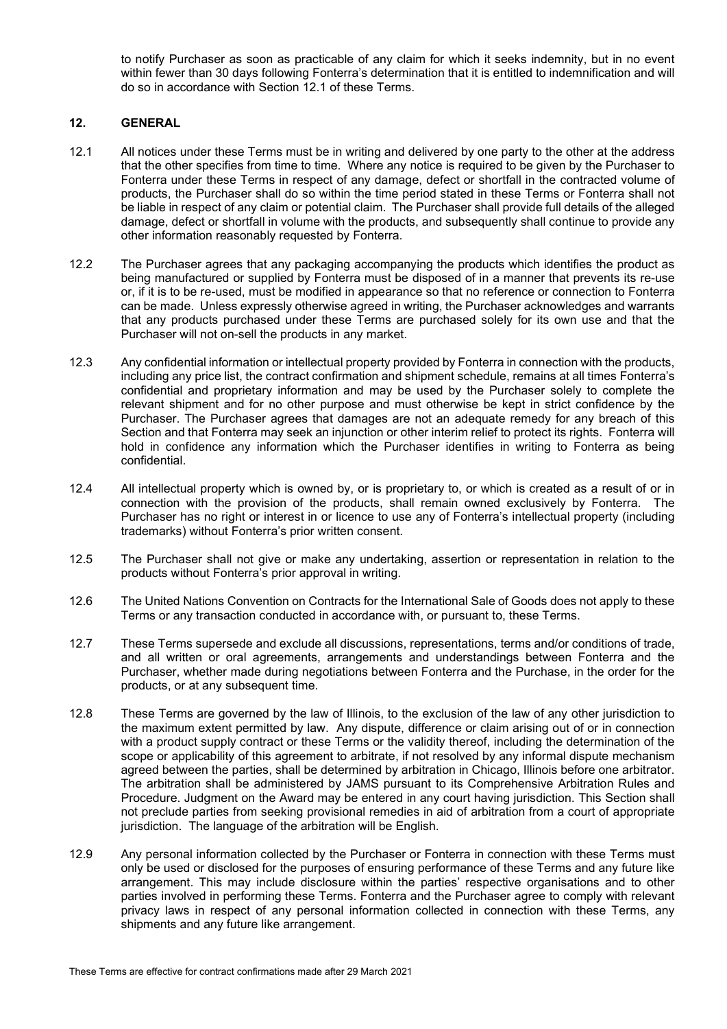to notify Purchaser as soon as practicable of any claim for which it seeks indemnity, but in no event within fewer than 30 days following Fonterra's determination that it is entitled to indemnification and will do so in accordance with Section 12.1 of these Terms.

## 12. GENERAL

12.1 All notices under these Terms must be in writing and delivered by one party to the other at the address that the other specifies from time to time. Where any notice is required to be given by the Purchaser to Fonterra under these Terms in respect of any damage, defect or shortfall in the contracted volume of products, the Purchaser shall do so within the time period stated in these Terms or Fonterra shall not be liable in respect of any claim or potential claim. The Purchaser shall provide full details of the alleged damage, defect or shortfall in volume with the products, and subsequently shall continue to provide any other information reasonably requested by Fonterra.

12.2 The Purchaser agrees that any packaging accompanying the products which identifies the product as being manufactured or supplied by Fonterra must be disposed of in a manner that prevents its re-use or, if it is to be re-used, must be modified in appearance so that no reference or connection to Fonterra can be made. Unless expressly otherwise agreed in writing, the Purchaser acknowledges and warrants that any products purchased under these Terms are purchased solely for its own use and that the Purchaser will not on-sell the products in any market.

12.3 Any confidential information or intellectual property provided by Fonterra in connection with the products, including any price list, the contract confirmation and shipment schedule, remains at all times Fonterra's confidential and proprietary information and may be used by the Purchaser solely to complete the relevant shipment and for no other purpose and must otherwise be kept in strict confidence by the Purchaser. The Purchaser agrees that damages are not an adequate remedy for any breach of this Section and that Fonterra may seek an injunction or other interim relief to protect its rights. Fonterra will hold in confidence any information which the Purchaser identifies in writing to Fonterra as being confidential.

12.4 All intellectual property which is owned by, or is proprietary to, or which is created as a result of or in connection with the provision of the products, shall remain owned exclusively by Fonterra. The Purchaser has no right or interest in or licence to use any of Fonterra's intellectual property (including trademarks) without Fonterra's prior written consent.

12.5 The Purchaser shall not give or make any undertaking, assertion or representation in relation to the products without Fonterra's prior approval in writing.

12.6 The United Nations Convention on Contracts for the International Sale of Goods does not apply to these Terms or any transaction conducted in accordance with, or pursuant to, these Terms.

12.7 These Terms supersede and exclude all discussions, representations, terms and/or conditions of trade, and all written or oral agreements, arrangements and understandings between Fonterra and the Purchaser, whether made during negotiations between Fonterra and the Purchase, in the order for the products, or at any subsequent time.

12.8 These Terms are governed by the law of Illinois, to the exclusion of the law of any other jurisdiction to the maximum extent permitted by law. Any dispute, difference or claim arising out of or in connection with a product supply contract or these Terms or the validity thereof, including the determination of the scope or applicability of this agreement to arbitrate, if not resolved by any informal dispute mechanism agreed between the parties, shall be determined by arbitration in Chicago, Illinois before one arbitrator. The arbitration shall be administered by JAMS pursuant to its Comprehensive Arbitration Rules and Procedure. Judgment on the Award may be entered in any court having jurisdiction. This Section shall not preclude parties from seeking provisional remedies in aid of arbitration from a court of appropriate jurisdiction. The language of the arbitration will be English.

12.9 Any personal information collected by the Purchaser or Fonterra in connection with these Terms must only be used or disclosed for the purposes of ensuring performance of these Terms and any future like arrangement. This may include disclosure within the parties' respective organisations and to other parties involved in performing these Terms. Fonterra and the Purchaser agree to comply with relevant privacy laws in respect of any personal information collected in connection with these Terms, any shipments and any future like arrangement.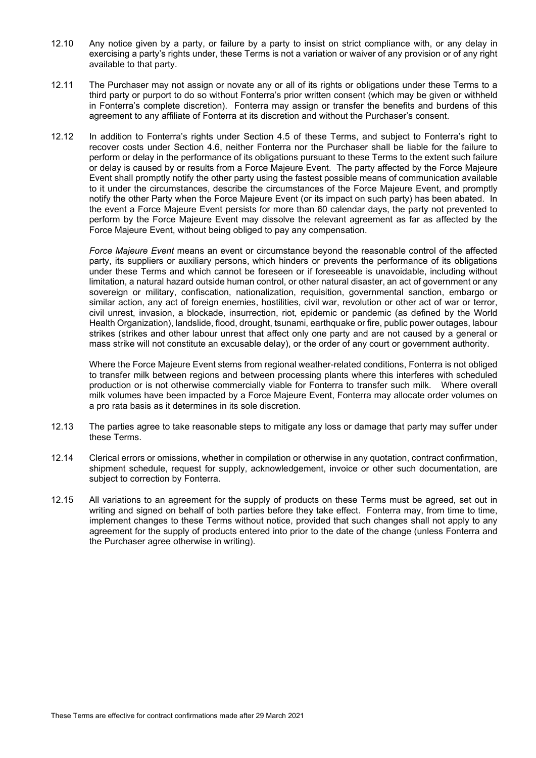12.10 Any notice given by a party, or failure by a party to insist on strict compliance with, or any delay in exercising a party's rights under, these Terms is not a variation or waiver of any provision or of any right available to that party.

12.11 The Purchaser may not assign or novate any or all of its rights or obligations under these Terms to a third party or purport to do so without Fonterra's prior written consent (which may be given or withheld in Fonterra's complete discretion). Fonterra may assign or transfer the benefits and burdens of this agreement to any affiliate of Fonterra at its discretion and without the Purchaser's consent.

12.12 In addition to Fonterra's rights under Section 4.5 of these Terms, and subject to Fonterra's right to recover costs under Section 4.6, neither Fonterra nor the Purchaser shall be liable for the failure to perform or delay in the performance of its obligations pursuant to these Terms to the extent such failure or delay is caused by or results from a Force Majeure Event. The party affected by the Force Majeure Event shall promptly notify the other party using the fastest possible means of communication available to it under the circumstances, describe the circumstances of the Force Majeure Event, and promptly notify the other Party when the Force Majeure Event (or its impact on such party) has been abated. In the event a Force Majeure Event persists for more than 60 calendar days, the party not prevented to perform by the Force Majeure Event may dissolve the relevant agreement as far as affected by the Force Majeure Event, without being obliged to pay any compensation.

*Force Majeure Event* means an event or circumstance beyond the reasonable control of the affected party, its suppliers or auxiliary persons, which hinders or prevents the performance of its obligations under these Terms and which cannot be foreseen or if foreseeable is unavoidable, including without limitation, a natural hazard outside human control, or other natural disaster, an act of government or any sovereign or military, confiscation, nationalization, requisition, governmental sanction, embargo or similar action, any act of foreign enemies, hostilities, civil war, revolution or other act of war or terror, civil unrest, invasion, a blockade, insurrection, riot, epidemic or pandemic (as defined by the World Health Organization), landslide, flood, drought, tsunami, earthquake or fire, public power outages, labour strikes (strikes and other labour unrest that affect only one party and are not caused by a general or mass strike will not constitute an excusable delay), or the order of any court or government authority.

Where the Force Majeure Event stems from regional weather-related conditions, Fonterra is not obliged to transfer milk between regions and between processing plants where this interferes with scheduled production or is not otherwise commercially viable for Fonterra to transfer such milk. Where overall milk volumes have been impacted by a Force Majeure Event, Fonterra may allocate order volumes on a pro rata basis as it determines in its sole discretion.

12.13 The parties agree to take reasonable steps to mitigate any loss or damage that party may suffer under these Terms.

12.14 Clerical errors or omissions, whether in compilation or otherwise in any quotation, contract confirmation, shipment schedule, request for supply, acknowledgement, invoice or other such documentation, are subject to correction by Fonterra.

12.15 All variations to an agreement for the supply of products on these Terms must be agreed, set out in writing and signed on behalf of both parties before they take effect. Fonterra may, from time to time, implement changes to these Terms without notice, provided that such changes shall not apply to any agreement for the supply of products entered into prior to the date of the change (unless Fonterra and the Purchaser agree otherwise in writing).